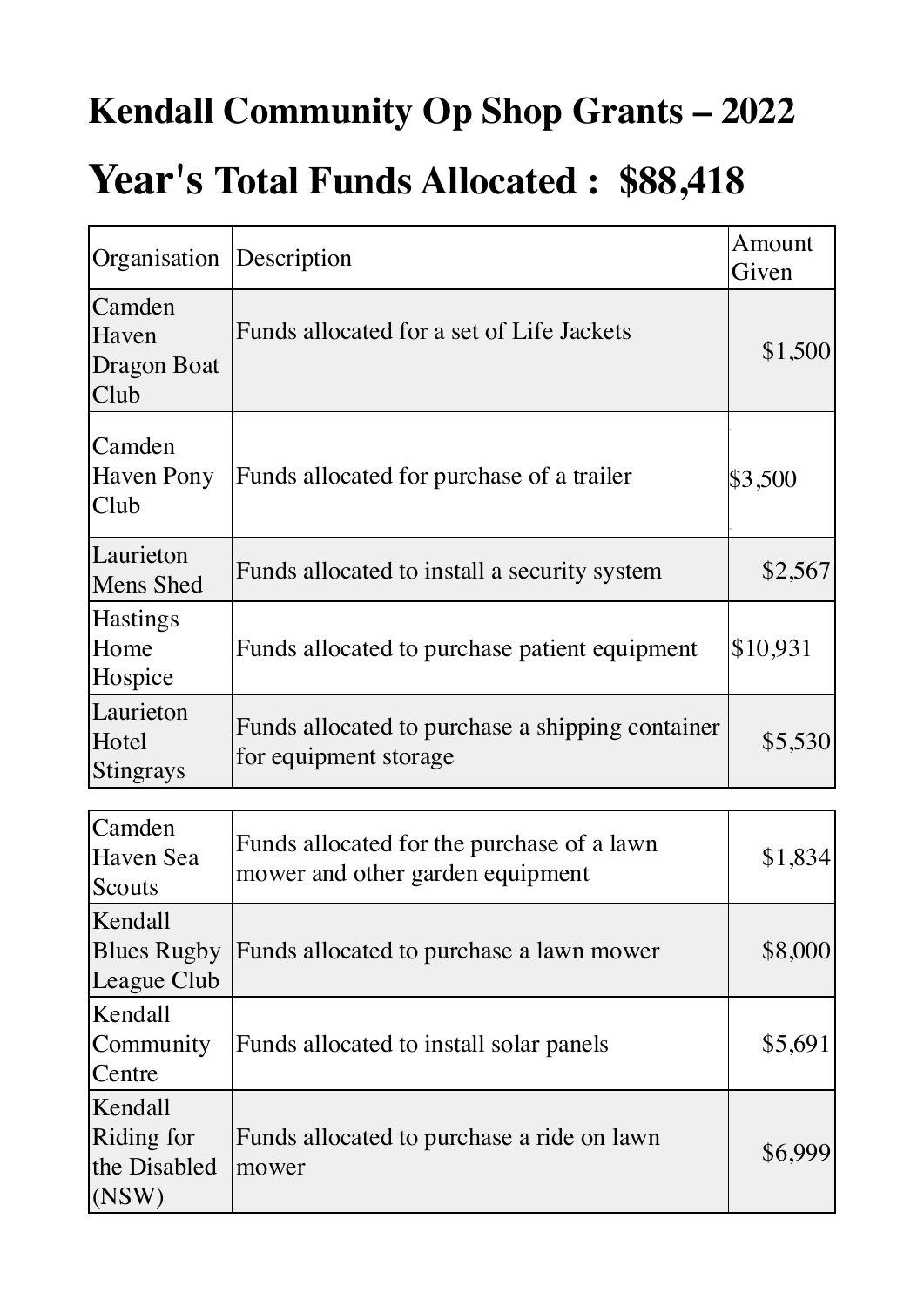# Kendall Community Op Shop Grants – 2022

# Year's Total Funds Allocated : $88,418

| Organisation | Description | Amount Given |
|---|---|---|
| Camden Haven Dragon Boat Club | Funds allocated for a set of Life Jackets | $1,500 |
| Camden Haven Pony Club | Funds allocated for purchase of a trailer | $3,500 |
| Laurieton Mens Shed | Funds allocated to install a security system | $2,567 |
| Hastings Home Hospice | Funds allocated to purchase patient equipment | $10,931 |
| Laurieton Hotel Stingrays | Funds allocated to purchase a shipping container for equipment storage | $5,530 |
| Camden Haven Sea Scouts | Funds allocated for the purchase of a lawn mower and other garden equipment | $1,834 |
| Kendall Blues Rugby League Club | Funds allocated to purchase a lawn mower | $8,000 |
| Kendall Community Centre | Funds allocated to install solar panels | $5,691 |
| Kendall Riding for the Disabled (NSW) | Funds allocated to purchase a ride on lawn mower | $6,999 |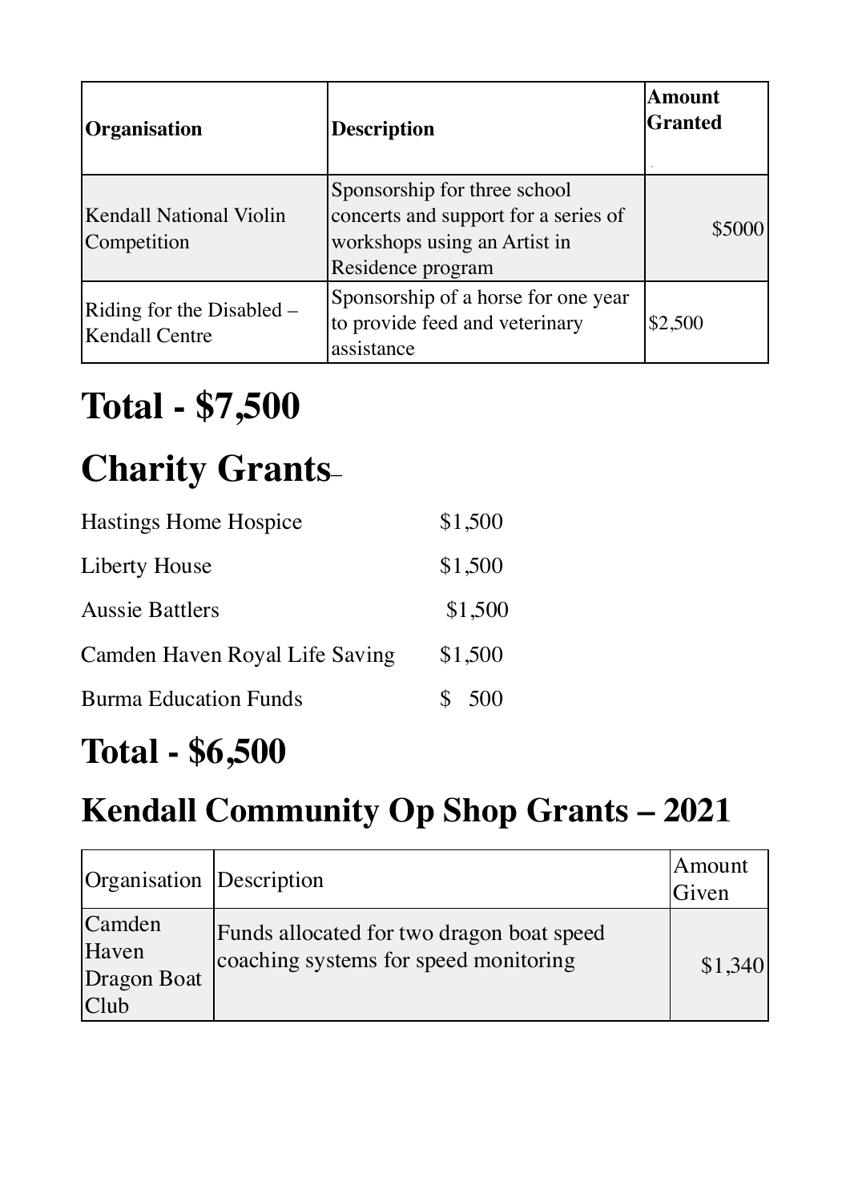| Organisation | Description | Amount Granted |
|---|---|---|
| Kendall National Violin Competition | Sponsorship for three school concerts and support for a series of workshops using an Artist in Residence program | $5000 |
| Riding for the Disabled – Kendall Centre | Sponsorship of a horse for one year to provide feed and veterinary assistance | $2,500 |

# Total - $7,500

# Charity Grants–

| | |
|---|---|
| Hastings Home Hospice | $1,500 |
| Liberty House | $1,500 |
| Aussie Battlers | $1,500 |
| Camden Haven Royal Life Saving | $1,500 |
| Burma Education Funds | $ 500 |

# Total - $6,500

## Kendall Community Op Shop Grants – 2021

| Organisation | Description | Amount Given |
|---|---|---|
| Camden Haven Dragon Boat Club | Funds allocated for two dragon boat speed coaching systems for speed monitoring | $1,340 |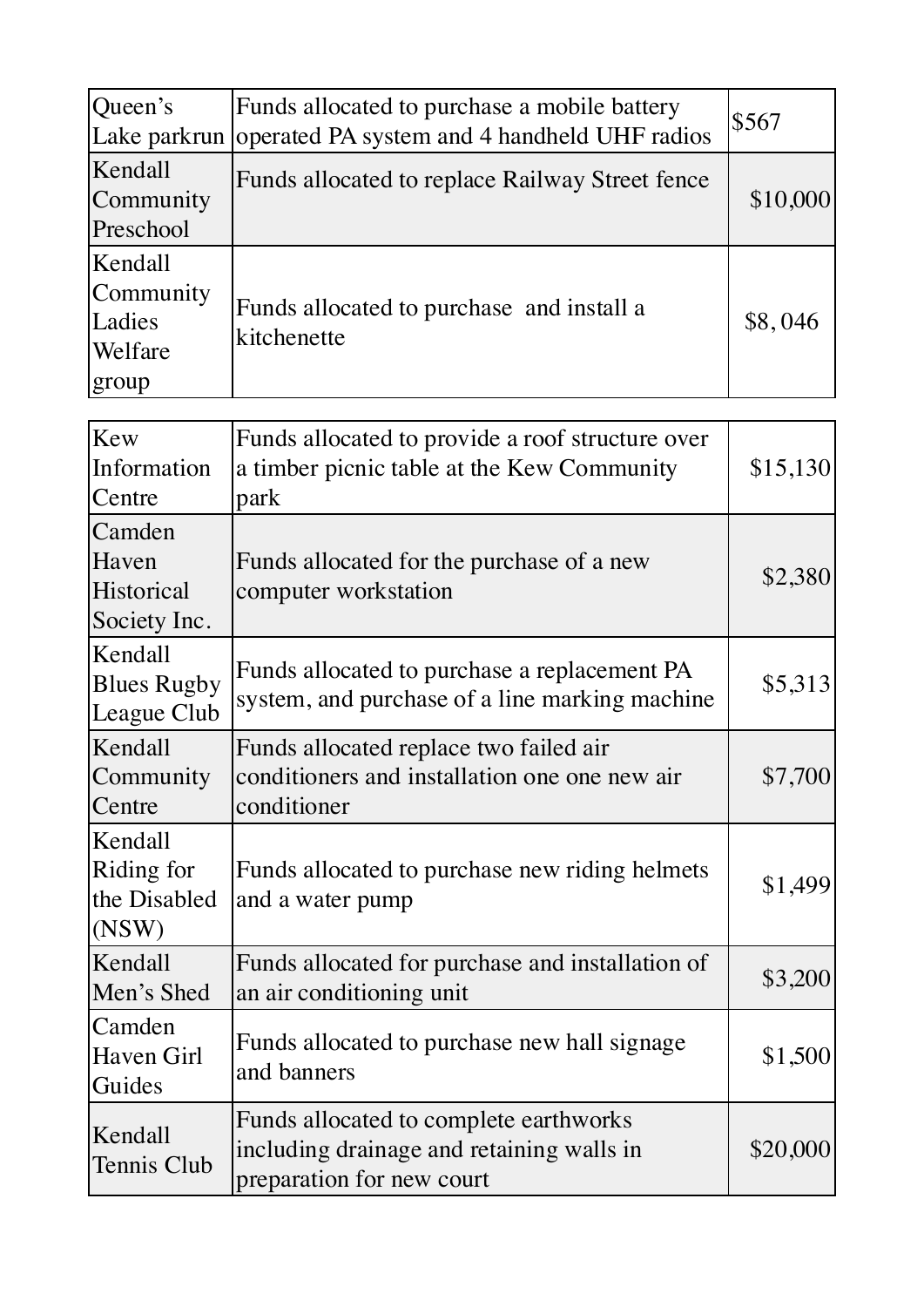| | | |
|---|---|---|
| Queen's Lake parkrun | Funds allocated to purchase a mobile battery operated PA system and 4 handheld UHF radios | $567 |
| Kendall Community Preschool | Funds allocated to replace Railway Street fence | $10,000 |
| Kendall Community Ladies Welfare group | Funds allocated to purchase  and install a kitchenette | $8, 046 |

| | | |
|---|---|---|
| Kew Information Centre | Funds allocated to provide a roof structure over a timber picnic table at the Kew Community park | $15,130 |
| Camden Haven Historical Society Inc. | Funds allocated for the purchase of a new computer workstation | $2,380 |
| Kendall Blues Rugby League Club | Funds allocated to purchase a replacement PA system, and purchase of a line marking machine | $5,313 |
| Kendall Community Centre | Funds allocated replace two failed air conditioners and installation one one new air conditioner | $7,700 |
| Kendall Riding for the Disabled (NSW) | Funds allocated to purchase new riding helmets and a water pump | $1,499 |
| Kendall Men's Shed | Funds allocated for purchase and installation of an air conditioning unit | $3,200 |
| Camden Haven Girl Guides | Funds allocated to purchase new hall signage and banners | $1,500 |
| Kendall Tennis Club | Funds allocated to complete earthworks including drainage and retaining walls in preparation for new court | $20,000 |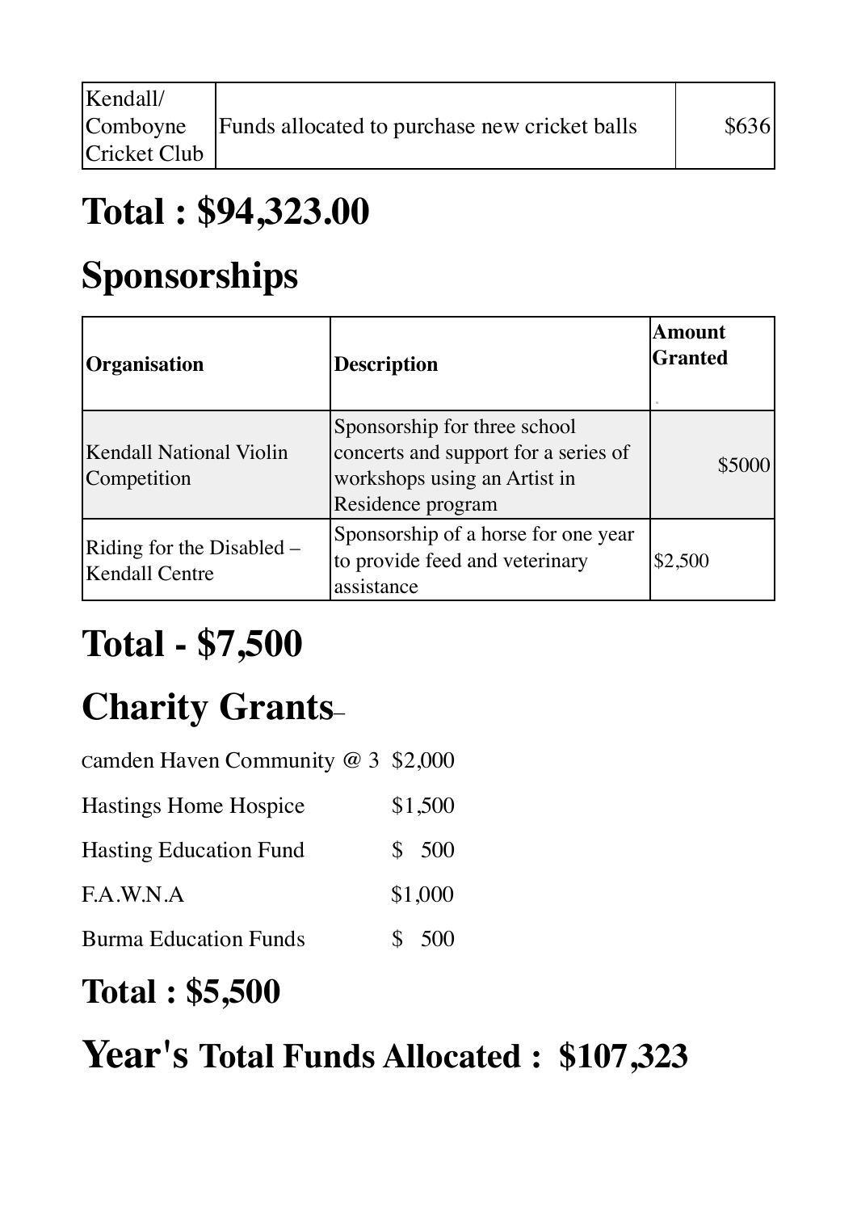| | | |
|---|---|---|
| Kendall/ Comboyne Cricket Club | Funds allocated to purchase new cricket balls | $636 |

# Total : $94,323.00

# Sponsorships

| Organisation | Description | Amount Granted |
|---|---|---|
| Kendall National Violin Competition | Sponsorship for three school concerts and support for a series of workshops using an Artist in Residence program | $5000 |
| Riding for the Disabled – Kendall Centre | Sponsorship of a horse for one year to provide feed and veterinary assistance | $2,500 |

# Total - $7,500

# Charity Grants

| | |
|---|---|
| camden Haven Community @ 3 | $2,000 |
| Hastings Home Hospice | $1,500 |
| Hasting Education Fund | $ 500 |
| F.A.W.N.A | $1,000 |
| Burma Education Funds | $ 500 |

# Total : $5,500

# Year's Total Funds Allocated : $107,323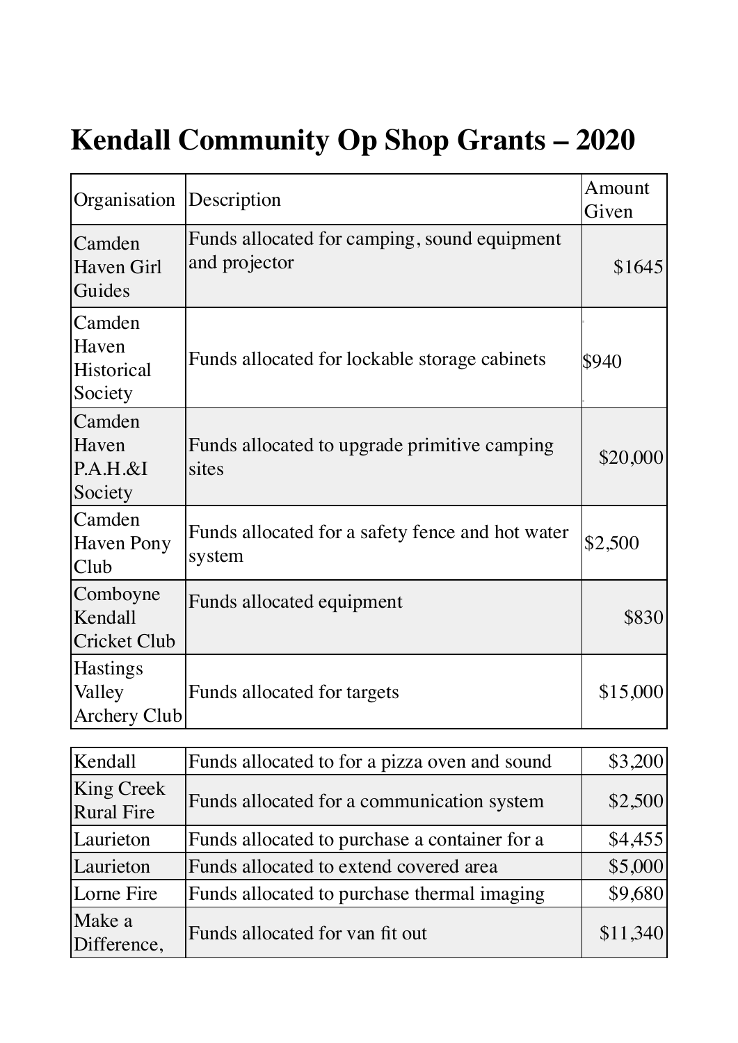# Kendall Community Op Shop Grants – 2020

| Organisation | Description | Amount Given |
|---|---|---|
| Camden Haven Girl Guides | Funds allocated for camping, sound equipment and projector | $1645 |
| Camden Haven Historical Society | Funds allocated for lockable storage cabinets | $940 |
| Camden Haven P.A.H.&I Society | Funds allocated to upgrade primitive camping sites | $20,000 |
| Camden Haven Pony Club | Funds allocated for a safety fence and hot water system | $2,500 |
| Comboyne Kendall Cricket Club | Funds allocated equipment | $830 |
| Hastings Valley Archery Club | Funds allocated for targets | $15,000 |
| Kendall | Funds allocated to for a pizza oven and sound | $3,200 |
| King Creek Rural Fire | Funds allocated for a communication system | $2,500 |
| Laurieton | Funds allocated to purchase a container for a | $4,455 |
| Laurieton | Funds allocated to extend covered area | $5,000 |
| Lorne Fire | Funds allocated to purchase thermal imaging | $9,680 |
| Make a Difference, | Funds allocated for van fit out | $11,340 |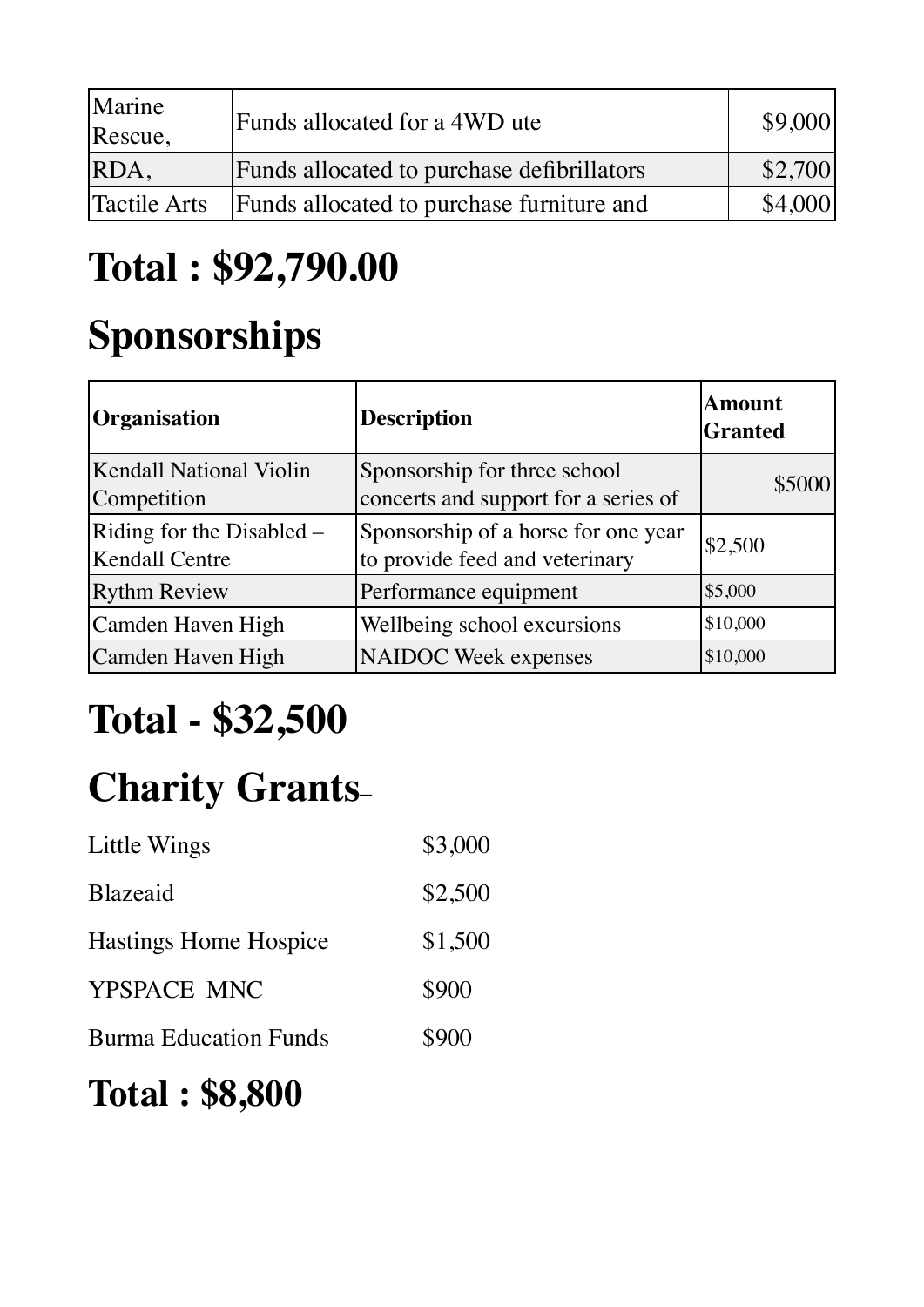| | | |
|---|---|---|
| Marine Rescue, | Funds allocated for a 4WD ute | $9,000 |
| RDA, | Funds allocated to purchase defibrillators | $2,700 |
| Tactile Arts | Funds allocated to purchase furniture and | $4,000 |

# Total : $92,790.00

# Sponsorships

| Organisation | Description | Amount Granted |
|---|---|---|
| Kendall National Violin Competition | Sponsorship for three school concerts and support for a series of | $5000 |
| Riding for the Disabled – Kendall Centre | Sponsorship of a horse for one year to provide feed and veterinary | $2,500 |
| Rythm Review | Performance equipment | $5,000 |
| Camden Haven High | Wellbeing school excursions | $10,000 |
| Camden Haven High | NAIDOC Week expenses | $10,000 |

# Total - $32,500

# Charity Grants

Little Wings $3,000

Blazeaid $2,500

Hastings Home Hospice $1,500

YPSPACE MNC $900

Burma Education Funds $900

# Total : $8,800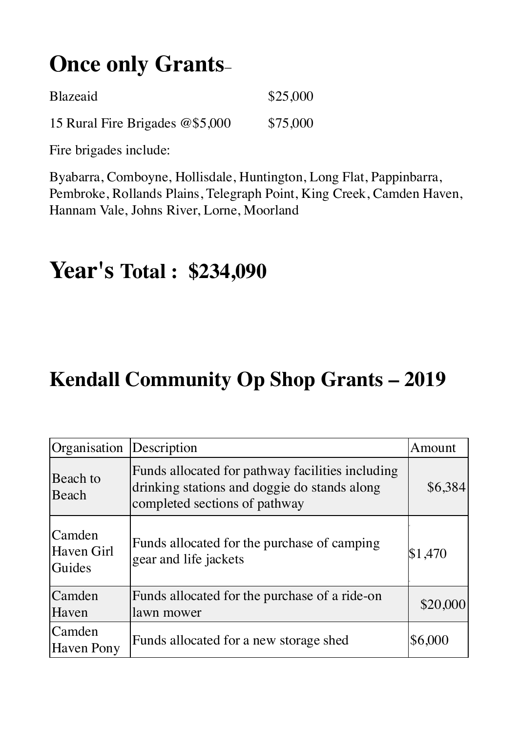## Once only Grants–

Blazeaid $25,000

15 Rural Fire Brigades @$5,000 $75,000

Fire brigades include:

Byabarra, Comboyne, Hollisdale, Huntington, Long Flat, Pappinbarra, Pembroke, Rollands Plains, Telegraph Point, King Creek, Camden Haven, Hannam Vale, Johns River, Lorne, Moorland

# Year's Total : $234,090

## Kendall Community Op Shop Grants – 2019

| Organisation | Description | Amount |
|---|---|---|
| Beach to Beach | Funds allocated for pathway facilities including drinking stations and doggie do stands along completed sections of pathway | $6,384 |
| Camden Haven Girl Guides | Funds allocated for the purchase of camping gear and life jackets | $1,470 |
| Camden Haven | Funds allocated for the purchase of a ride-on lawn mower | $20,000 |
| Camden Haven Pony | Funds allocated for a new storage shed | $6,000 |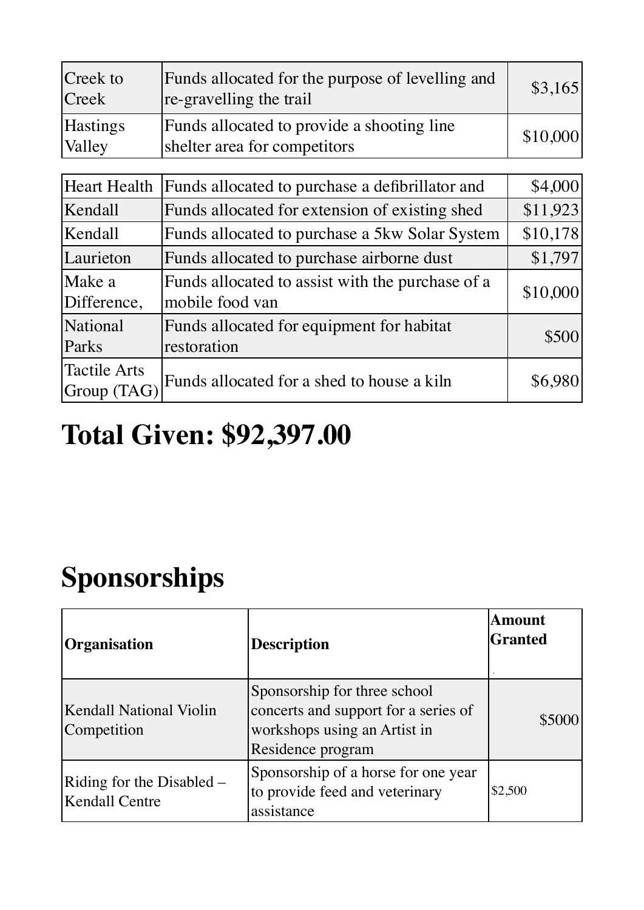| | | |
|---|---|---|
| Creek to Creek | Funds allocated for the purpose of levelling and re-gravelling the trail | $3,165 |
| Hastings Valley | Funds allocated to provide a shooting line shelter area for competitors | $10,000 |

| | | |
|---|---|---|
| Heart Health | Funds allocated to purchase a defibrillator and | $4,000 |
| Kendall | Funds allocated for extension of existing shed | $11,923 |
| Kendall | Funds allocated to purchase a 5kw Solar System | $10,178 |
| Laurieton | Funds allocated to purchase airborne dust | $1,797 |
| Make a Difference, | Funds allocated to assist with the purchase of a mobile food van | $10,000 |
| National Parks | Funds allocated for equipment for habitat restoration | $500 |
| Tactile Arts Group (TAG) | Funds allocated for a shed to house a kiln | $6,980 |

# Total Given: $92,397.00

# Sponsorships

| Organisation | Description | Amount Granted |
|---|---|---|
| Kendall National Violin Competition | Sponsorship for three school concerts and support for a series of workshops using an Artist in Residence program | $5000 |
| Riding for the Disabled – Kendall Centre | Sponsorship of a horse for one year to provide feed and veterinary assistance | $2,500 |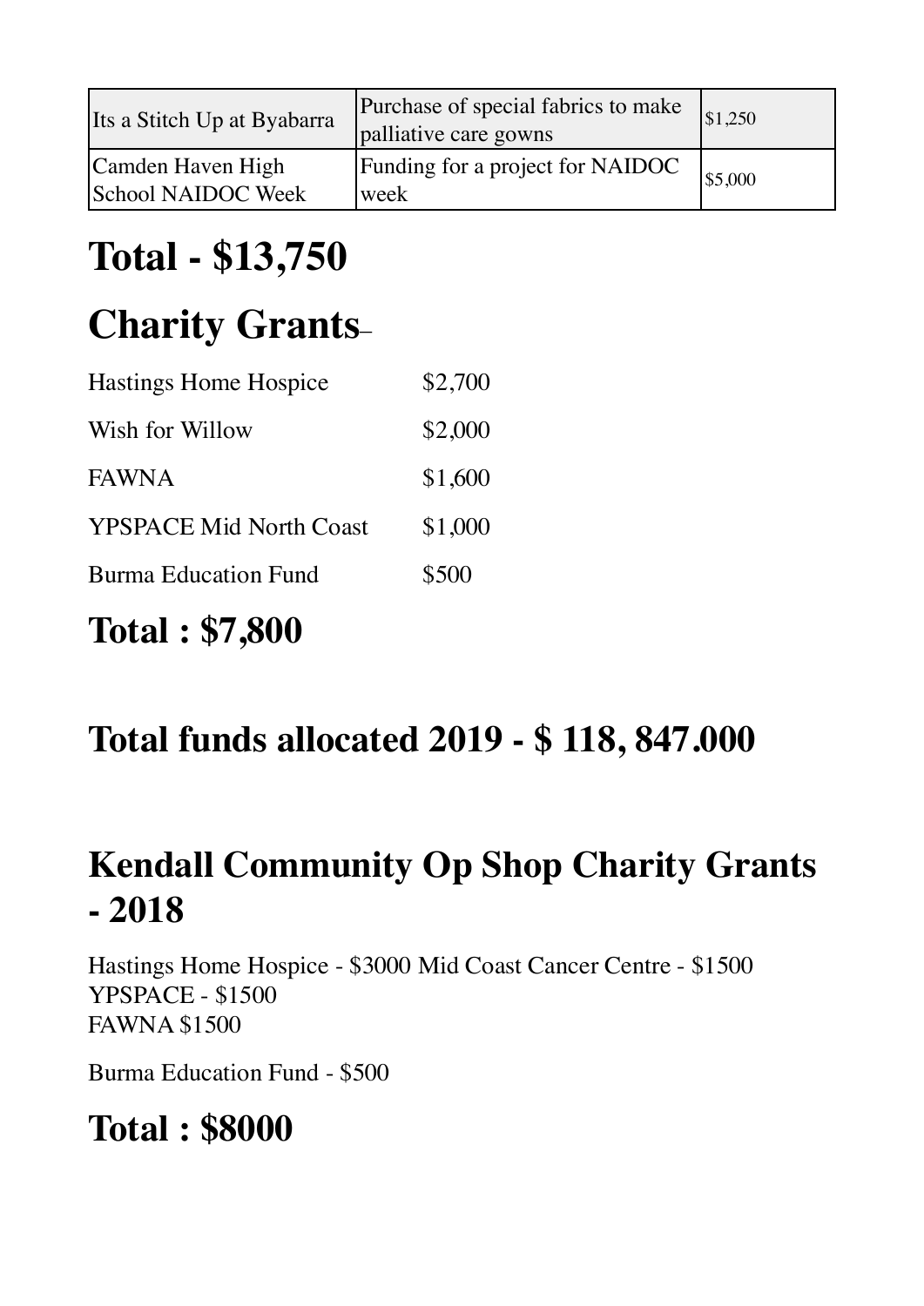| Its a Stitch Up at Byabarra | Purchase of special fabrics to make palliative care gowns | $1,250 |
| --- | --- | --- |
| Camden Haven High School NAIDOC Week | Funding for a project for NAIDOC week | $5,000 |

# Total - $13,750

# Charity Grants

Hastings Home Hospice $2,700

Wish for Willow $2,000

FAWNA $1,600

YPSPACE Mid North Coast $1,000

Burma Education Fund $500

# Total : $7,800

## Total funds allocated 2019 - $ 118, 847.000

## Kendall Community Op Shop Charity Grants - 2018

Hastings Home Hospice - $3000 Mid Coast Cancer Centre - $1500
YPSPACE - $1500
FAWNA $1500

Burma Education Fund - $500

## Total : $8000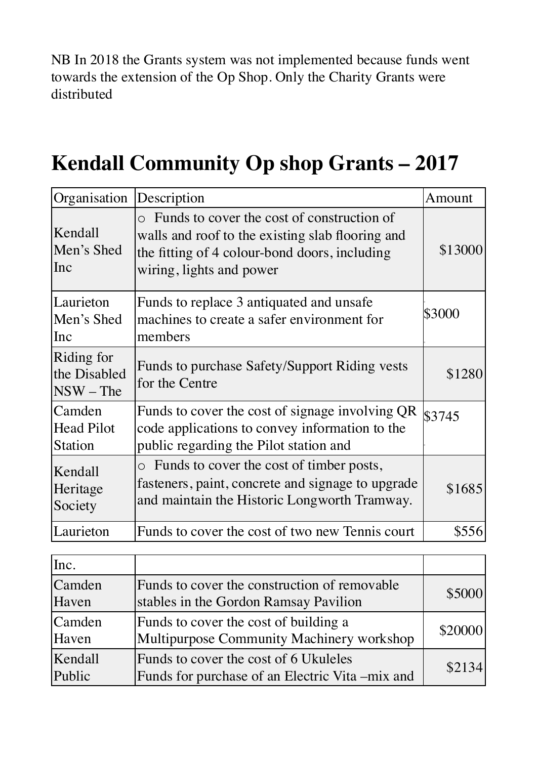NB In 2018 the Grants system was not implemented because funds went towards the extension of the Op Shop. Only the Charity Grants were distributed

# Kendall Community Op shop Grants – 2017

| Organisation | Description | Amount |
|---|---|---|
| Kendall Men's Shed Inc | ○ Funds to cover the cost of construction of walls and roof to the existing slab flooring and the fitting of 4 colour-bond doors, including wiring, lights and power | \$13000 |
| Laurieton Men's Shed Inc | Funds to replace 3 antiquated and unsafe machines to create a safer environment for members | \$3000 |
| Riding for the Disabled NSW – The | Funds to purchase Safety/Support Riding vests for the Centre | \$1280 |
| Camden Head Pilot Station | Funds to cover the cost of signage involving QR code applications to convey information to the public regarding the Pilot station and | \$3745 |
| Kendall Heritage Society | ○ Funds to cover the cost of timber posts, fasteners, paint, concrete and signage to upgrade and maintain the Historic Longworth Tramway. | \$1685 |
| Laurieton | Funds to cover the cost of two new Tennis court | \$556 |
| Inc. | | |
| Camden Haven | Funds to cover the construction of removable stables in the Gordon Ramsay Pavilion | \$5000 |
| Camden Haven | Funds to cover the cost of building a Multipurpose Community Machinery workshop | \$20000 |
| Kendall Public | Funds to cover the cost of 6 Ukuleles<br>Funds for purchase of an Electric Vita –mix and | \$2134 |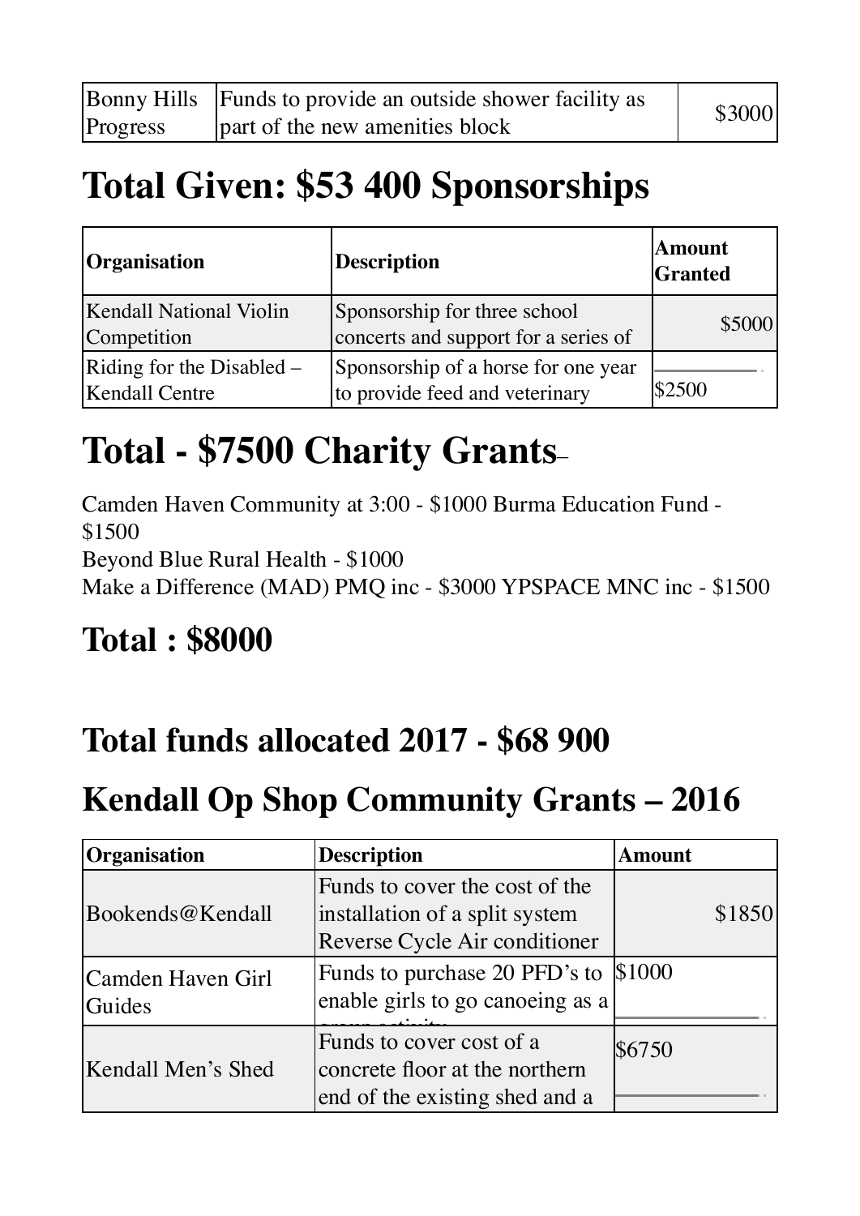| Bonny Hills Progress | Funds to provide an outside shower facility as part of the new amenities block | $3000 |
|---|---|---|

# Total Given: $53 400 Sponsorships

| Organisation | Description | Amount Granted |
|---|---|---|
| Kendall National Violin Competition | Sponsorship for three school concerts and support for a series of | $5000 |
| Riding for the Disabled – Kendall Centre | Sponsorship of a horse for one year to provide feed and veterinary | $2500 |

# Total - $7500 Charity Grants

Camden Haven Community at 3:00 - $1000 Burma Education Fund - $1500
Beyond Blue Rural Health - $1000
Make a Difference (MAD) PMQ inc - $3000 YPSPACE MNC inc - $1500

## Total : $8000

## Total funds allocated 2017 - $68 900

# Kendall Op Shop Community Grants – 2016

| Organisation | Description | Amount |
|---|---|---|
| Bookends@Kendall | Funds to cover the cost of the installation of a split system Reverse Cycle Air conditioner | $1850 |
| Camden Haven Girl Guides | Funds to purchase 20 PFD's to enable girls to go canoeing as a | $1000 |
| Kendall Men's Shed | Funds to cover cost of a concrete floor at the northern end of the existing shed and a | $6750 |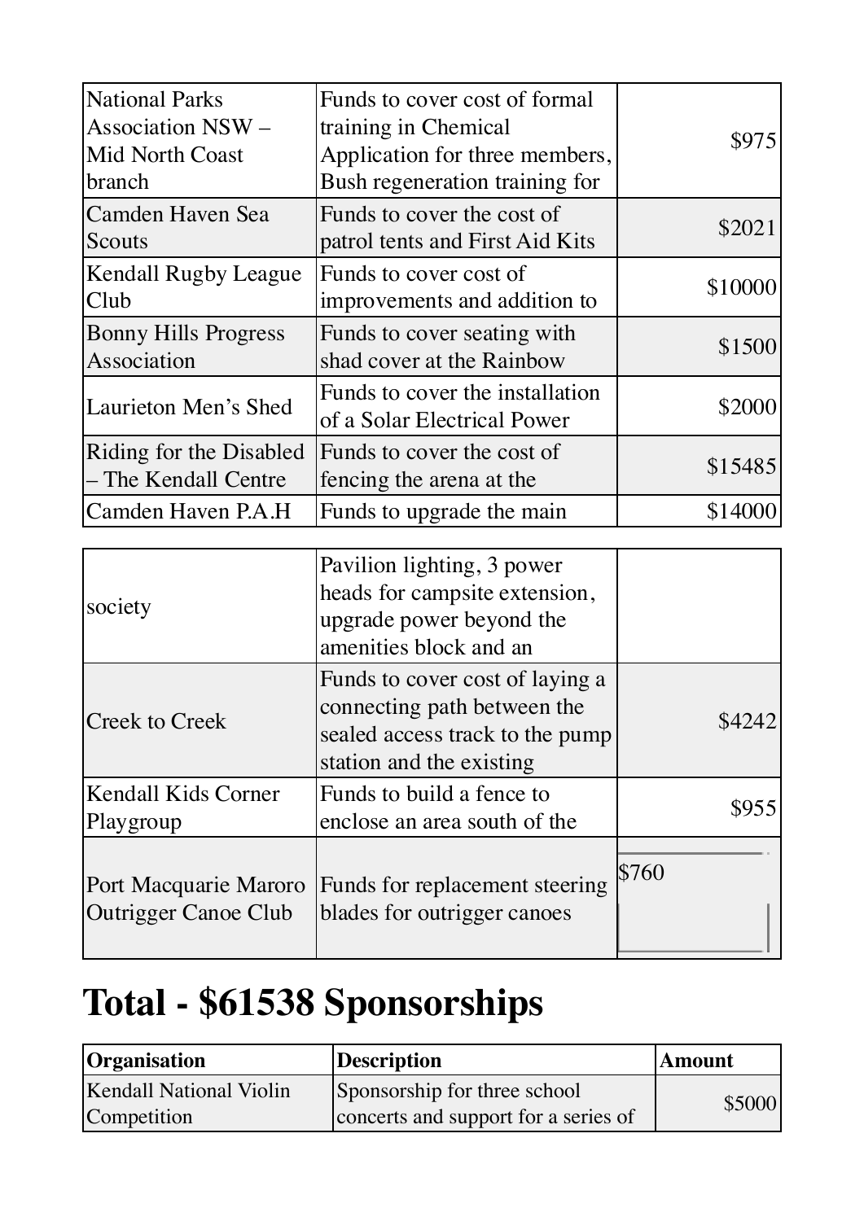| | | |
|---|---|---|
| National Parks Association NSW – Mid North Coast branch | Funds to cover cost of formal training in Chemical Application for three members, Bush regeneration training for | $975 |
| Camden Haven Sea Scouts | Funds to cover the cost of patrol tents and First Aid Kits | $2021 |
| Kendall Rugby League Club | Funds to cover cost of improvements and addition to | $10000 |
| Bonny Hills Progress Association | Funds to cover seating with shad cover at the Rainbow | $1500 |
| Laurieton Men's Shed | Funds to cover the installation of a Solar Electrical Power | $2000 |
| Riding for the Disabled – The Kendall Centre | Funds to cover the cost of fencing the arena at the | $15485 |
| Camden Haven P.A.H | Funds to upgrade the main | $14000 |
| society | Pavilion lighting, 3 power heads for campsite extension, upgrade power beyond the amenities block and an | |
| Creek to Creek | Funds to cover cost of laying a connecting path between the sealed access track to the pump station and the existing | $4242 |
| Kendall Kids Corner Playgroup | Funds to build a fence to enclose an area south of the | $955 |
| Port Macquarie Maroro Outrigger Canoe Club | Funds for replacement steering blades for outrigger canoes | $760 |

# Total - $61538 Sponsorships

| Organisation | Description | Amount |
|---|---|---|
| Kendall National Violin Competition | Sponsorship for three school concerts and support for a series of | $5000 |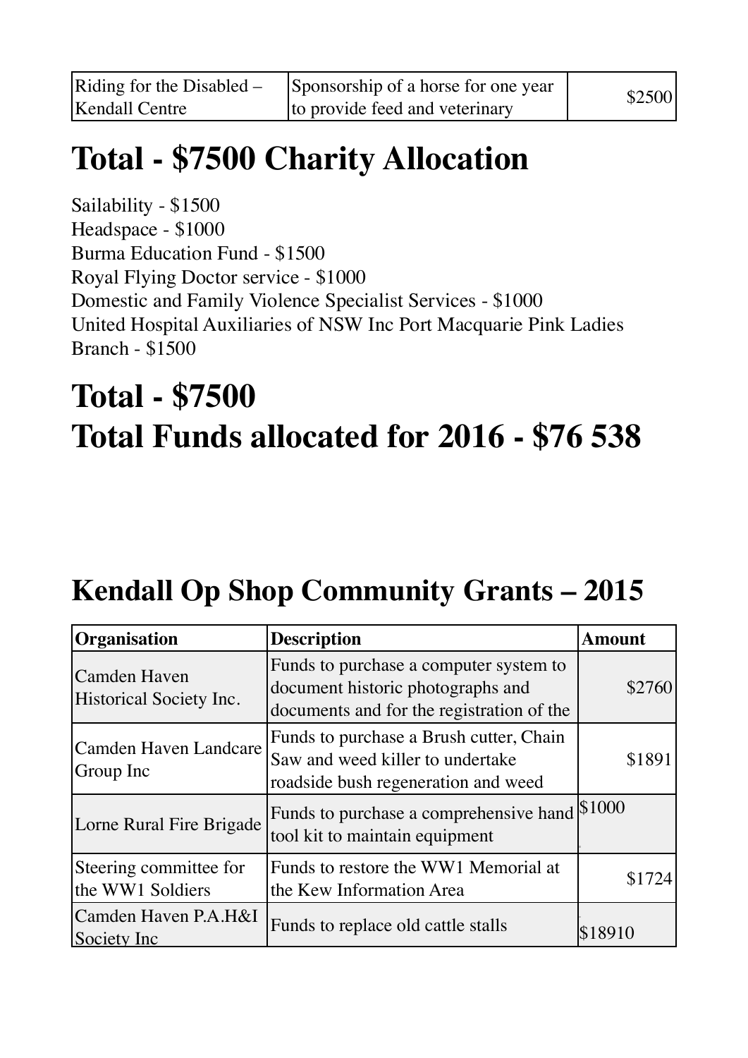| | | |
|---|---|---|
| Riding for the Disabled – Kendall Centre | Sponsorship of a horse for one year to provide feed and veterinary | $2500 |

# Total - $7500 Charity Allocation

Sailability - $1500
Headspace - $1000
Burma Education Fund - $1500
Royal Flying Doctor service - $1000
Domestic and Family Violence Specialist Services - $1000
United Hospital Auxiliaries of NSW Inc Port Macquarie Pink Ladies Branch - $1500

# Total - $7500
# Total Funds allocated for 2016 - $76 538

## Kendall Op Shop Community Grants – 2015

| Organisation | Description | Amount |
|---|---|---|
| Camden Haven Historical Society Inc. | Funds to purchase a computer system to document historic photographs and documents and for the registration of the | $2760 |
| Camden Haven Landcare Group Inc | Funds to purchase a Brush cutter, Chain Saw and weed killer to undertake roadside bush regeneration and weed | $1891 |
| Lorne Rural Fire Brigade | Funds to purchase a comprehensive hand tool kit to maintain equipment | $1000 |
| Steering committee for the WW1 Soldiers | Funds to restore the WW1 Memorial at the Kew Information Area | $1724 |
| Camden Haven P.A.H&I Society Inc | Funds to replace old cattle stalls | $18910 |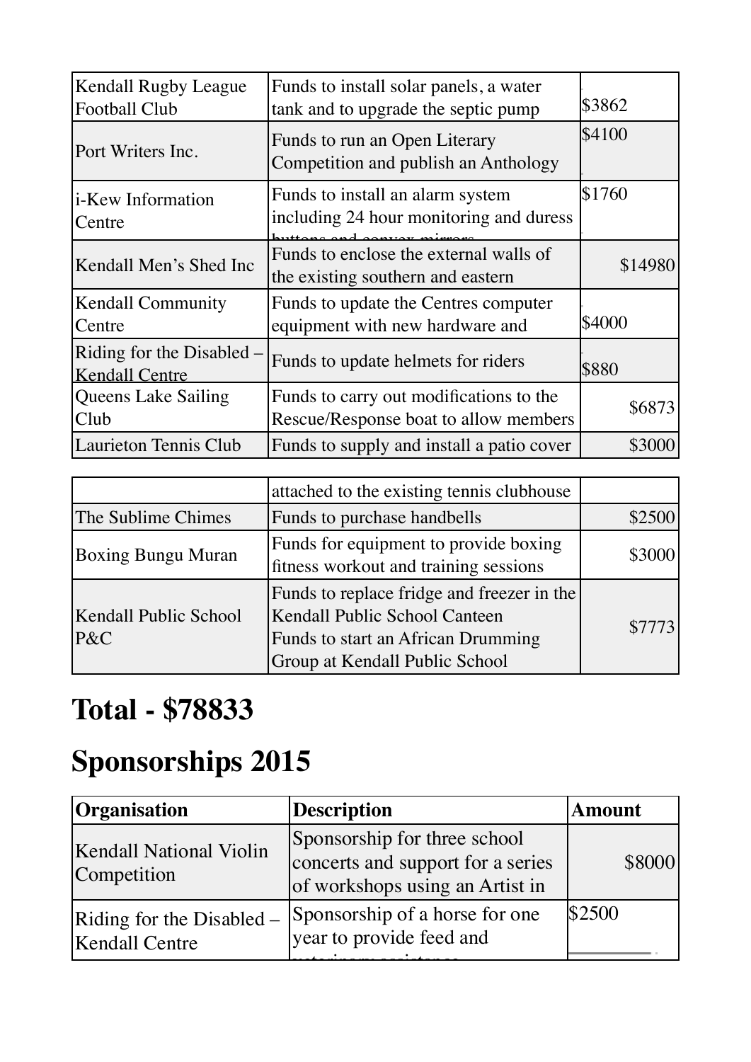| | | |
|---|---|---|
| Kendall Rugby League Football Club | Funds to install solar panels, a water tank and to upgrade the septic pump | $3862 |
| Port Writers Inc. | Funds to run an Open Literary Competition and publish an Anthology | $4100 |
| i-Kew Information Centre | Funds to install an alarm system including 24 hour monitoring and duress buttons and convex mirrors | $1760 |
| Kendall Men's Shed Inc | Funds to enclose the external walls of the existing southern and eastern | $14980 |
| Kendall Community Centre | Funds to update the Centres computer equipment with new hardware and | $4000 |
| Riding for the Disabled – Kendall Centre | Funds to update helmets for riders | $880 |
| Queens Lake Sailing Club | Funds to carry out modifications to the Rescue/Response boat to allow members | $6873 |
| Laurieton Tennis Club | Funds to supply and install a patio cover attached to the existing tennis clubhouse | $3000 |
| The Sublime Chimes | Funds to purchase handbells | $2500 |
| Boxing Bungu Muran | Funds for equipment to provide boxing fitness workout and training sessions | $3000 |
| Kendall Public School P&C | Funds to replace fridge and freezer in the Kendall Public School Canteen<br>Funds to start an African Drumming Group at Kendall Public School | $7773 |

# Total - $78833

# Sponsorships 2015

| Organisation | Description | Amount |
|---|---|---|
| Kendall National Violin Competition | Sponsorship for three school concerts and support for a series of workshops using an Artist in | $8000 |
| Riding for the Disabled – Kendall Centre | Sponsorship of a horse for one year to provide feed and veterinary assistance | $2500 |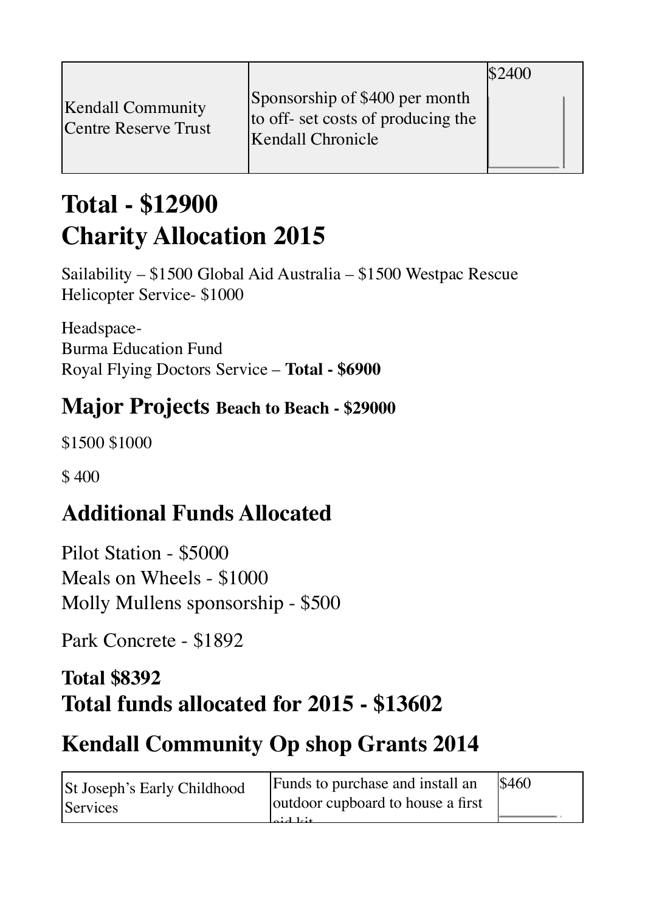| | | |
|---|---|---|
| Kendall Community Centre Reserve Trust | Sponsorship of $400 per month to off- set costs of producing the Kendall Chronicle | $2400 |

# Total - $12900

# Charity Allocation 2015

Sailability – $1500 Global Aid Australia – $1500 Westpac Rescue Helicopter Service- $1000

Headspace-
Burma Education Fund
Royal Flying Doctors Service – **Total - $6900**

## Major Projects **Beach to Beach - $29000**

$1500 $1000

$ 400

## Additional Funds Allocated

Pilot Station - $5000
Meals on Wheels - $1000
Molly Mullens sponsorship - $500

Park Concrete - $1892

### Total $8392

## Total funds allocated for 2015 - $13602

## Kendall Community Op shop Grants 2014

| | | |
|---|---|---|
| St Joseph's Early Childhood Services | Funds to purchase and install an outdoor cupboard to house a first aid kit | $460 |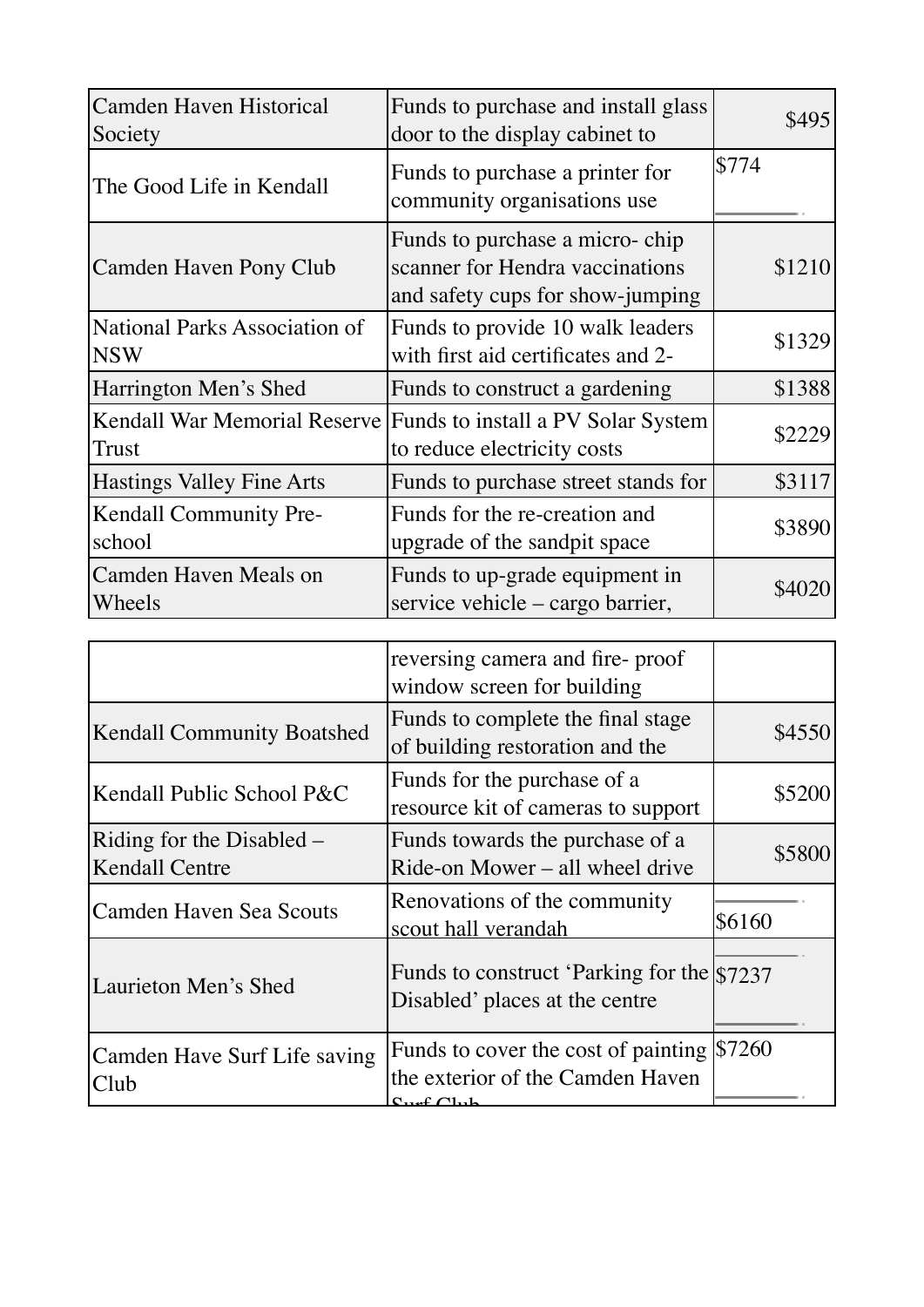| | | |
|---|---|---|
| Camden Haven Historical Society | Funds to purchase and install glass door to the display cabinet to | $495 |
| The Good Life in Kendall | Funds to purchase a printer for community organisations use | $774 |
| Camden Haven Pony Club | Funds to purchase a micro- chip scanner for Hendra vaccinations and safety cups for show-jumping | $1210 |
| National Parks Association of NSW | Funds to provide 10 walk leaders with first aid certificates and 2- | $1329 |
| Harrington Men's Shed | Funds to construct a gardening | $1388 |
| Kendall War Memorial Reserve Trust | Funds to install a PV Solar System to reduce electricity costs | $2229 |
| Hastings Valley Fine Arts | Funds to purchase street stands for | $3117 |
| Kendall Community Pre-school | Funds for the re-creation and upgrade of the sandpit space | $3890 |
| Camden Haven Meals on Wheels | Funds to up-grade equipment in service vehicle – cargo barrier, reversing camera and fire- proof window screen for building | $4020 |
| Kendall Community Boatshed | Funds to complete the final stage of building restoration and the | $4550 |
| Kendall Public School P&C | Funds for the purchase of a resource kit of cameras to support | $5200 |
| Riding for the Disabled – Kendall Centre | Funds towards the purchase of a Ride-on Mower – all wheel drive | $5800 |
| Camden Haven Sea Scouts | Renovations of the community scout hall verandah | $6160 |
| Laurieton Men's Shed | Funds to construct 'Parking for the Disabled' places at the centre | $7237 |
| Camden Have Surf Life saving Club | Funds to cover the cost of painting the exterior of the Camden Haven Surf Club | $7260 |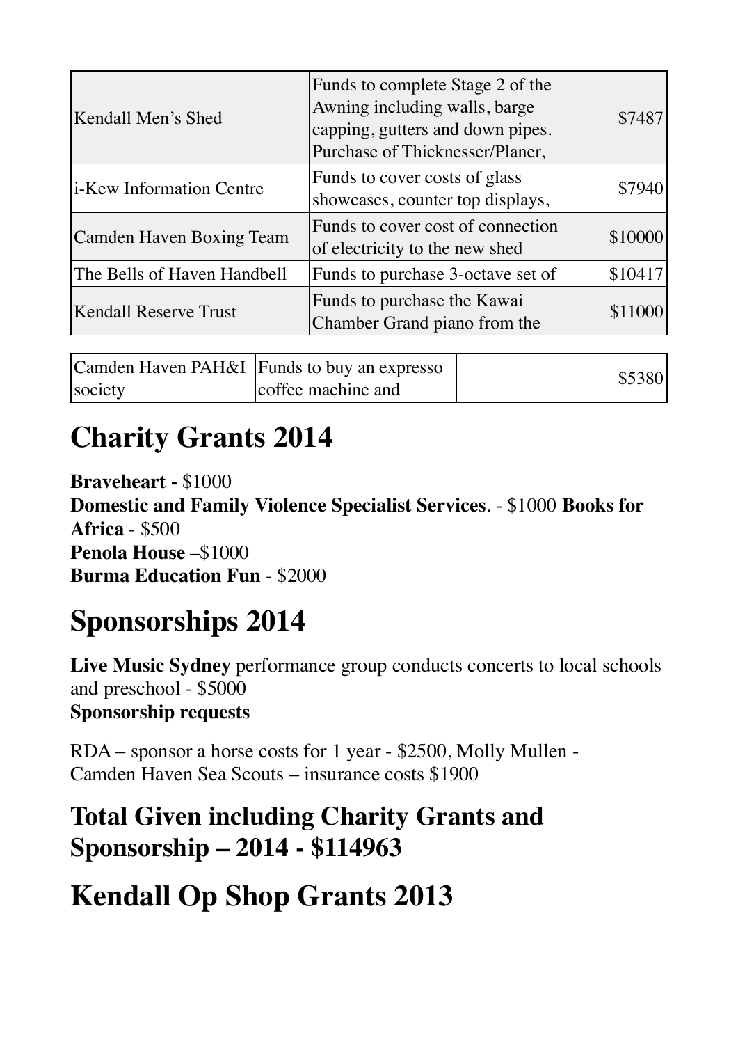| | | |
|---|---|---|
| Kendall Men's Shed | Funds to complete Stage 2 of the Awning including walls, barge capping, gutters and down pipes. Purchase of Thicknesser/Planer, | $7487 |
| i-Kew Information Centre | Funds to cover costs of glass showcases, counter top displays, | $7940 |
| Camden Haven Boxing Team | Funds to cover cost of connection of electricity to the new shed | $10000 |
| The Bells of Haven Handbell | Funds to purchase 3-octave set of | $10417 |
| Kendall Reserve Trust | Funds to purchase the Kawai Chamber Grand piano from the | $11000 |

| | | | |
|---|---|---|---|
| Camden Haven PAH&I society | Funds to buy an expresso coffee machine and | | $5380 |

# Charity Grants 2014

**Braveheart -** $1000
**Domestic and Family Violence Specialist Services**. - $1000 **Books for Africa** - $500
**Penola House** –$1000
**Burma Education Fun** - $2000

# Sponsorships 2014

**Live Music Sydney** performance group conducts concerts to local schools and preschool - $5000
**Sponsorship requests**

RDA – sponsor a horse costs for 1 year - $2500, Molly Mullen - Camden Haven Sea Scouts – insurance costs $1900

## Total Given including Charity Grants and Sponsorship – 2014 - $114963

# Kendall Op Shop Grants 2013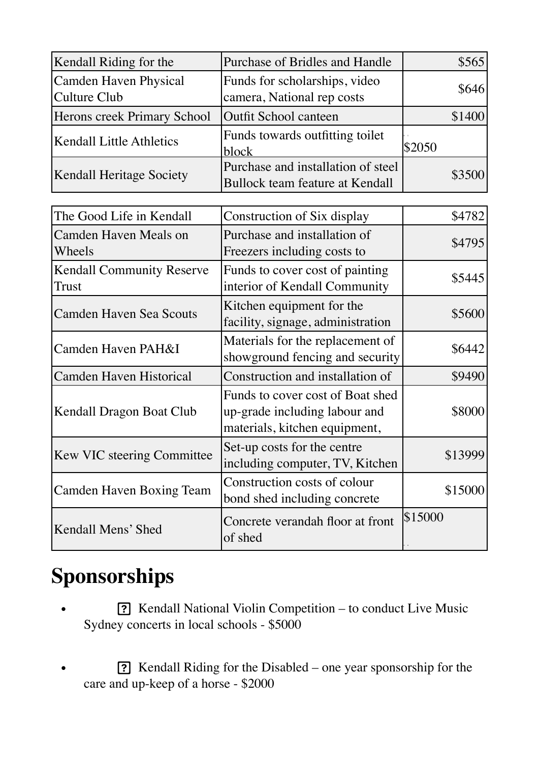| | | |
|---|---|---|
| Kendall Riding for the | Purchase of Bridles and Handle | $565 |
| Camden Haven Physical Culture Club | Funds for scholarships, video camera, National rep costs | $646 |
| Herons creek Primary School | Outfit School canteen | $1400 |
| Kendall Little Athletics | Funds towards outfitting toilet block | $2050 |
| Kendall Heritage Society | Purchase and installation of steel Bullock team feature at Kendall | $3500 |
| The Good Life in Kendall | Construction of Six display | $4782 |
| Camden Haven Meals on Wheels | Purchase and installation of Freezers including costs to | $4795 |
| Kendall Community Reserve Trust | Funds to cover cost of painting interior of Kendall Community | $5445 |
| Camden Haven Sea Scouts | Kitchen equipment for the facility, signage, administration | $5600 |
| Camden Haven PAH&I | Materials for the replacement of showground fencing and security | $6442 |
| Camden Haven Historical | Construction and installation of | $9490 |
| Kendall Dragon Boat Club | Funds to cover cost of Boat shed up-grade including labour and materials, kitchen equipment, | $8000 |
| Kew VIC steering Committee | Set-up costs for the centre including computer, TV, Kitchen | $13999 |
| Camden Haven Boxing Team | Construction costs of colour bond shed including concrete | $15000 |
| Kendall Mens' Shed | Concrete verandah floor at front of shed | $15000 |

# Sponsorships

- Kendall National Violin Competition – to conduct Live Music Sydney concerts in local schools - $5000

- Kendall Riding for the Disabled – one year sponsorship for the care and up-keep of a horse - $2000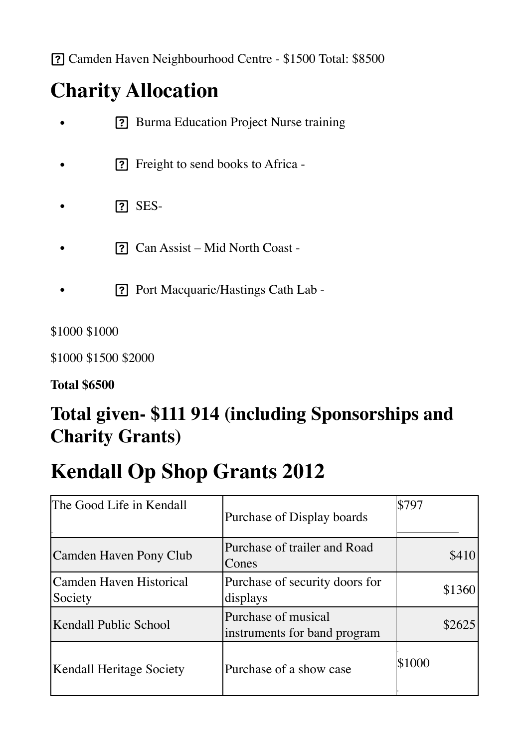Camden Haven Neighbourhood Centre - $1500 Total: $8500

# Charity Allocation

- Burma Education Project Nurse training
- Freight to send books to Africa -
- SES-
- Can Assist – Mid North Coast -
- Port Macquarie/Hastings Cath Lab -

$1000 $1000

$1000 $1500 $2000

**Total $6500**

## Total given- $111 914 (including Sponsorships and Charity Grants)

# Kendall Op Shop Grants 2012

| | | |
|---|---|---|
| The Good Life in Kendall | Purchase of Display boards | $797 |
| Camden Haven Pony Club | Purchase of trailer and Road Cones | $410 |
| Camden Haven Historical Society | Purchase of security doors for displays | $1360 |
| Kendall Public School | Purchase of musical instruments for band program | $2625 |
| Kendall Heritage Society | Purchase of a show case | $1000 |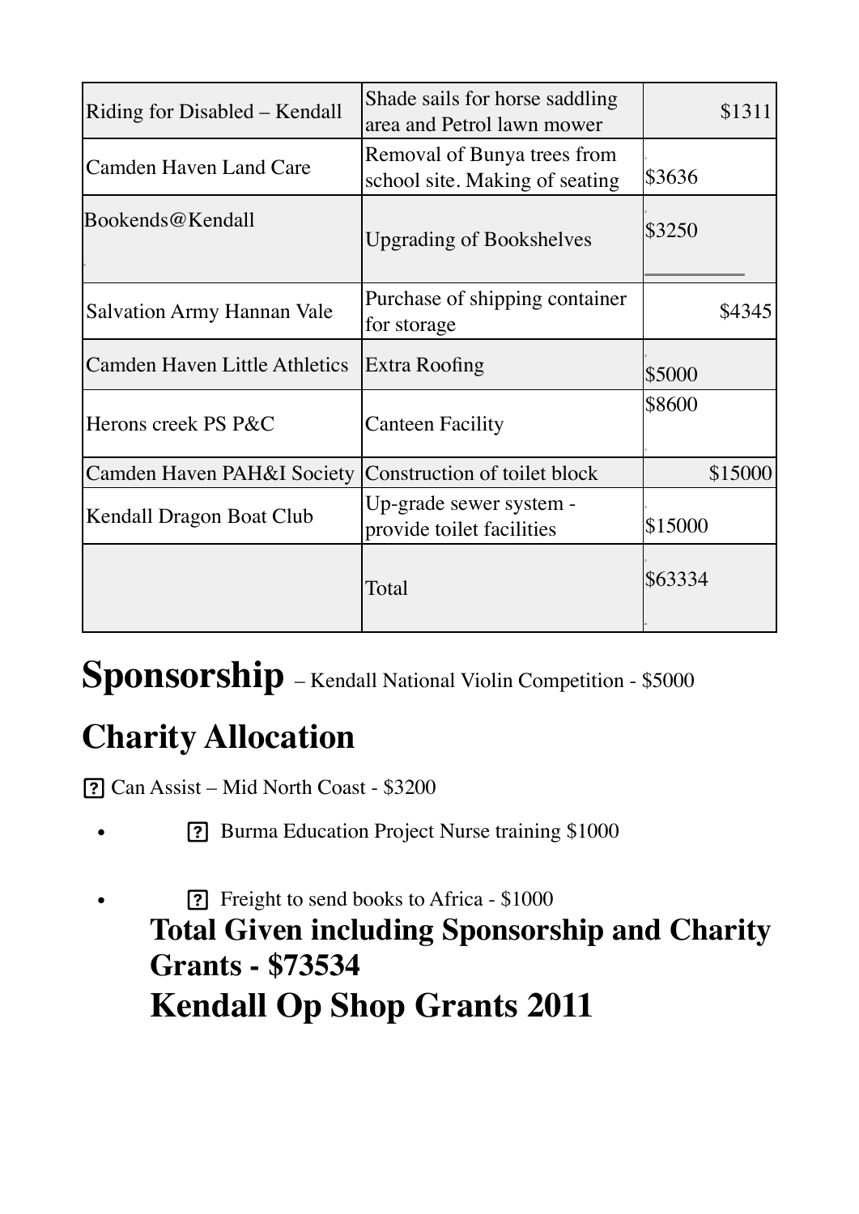| Riding for Disabled – Kendall | Shade sails for horse saddling area and Petrol lawn mower | $1311 |
|---|---|---|
| Camden Haven Land Care | Removal of Bunya trees from school site. Making of seating | $3636 |
| Bookends@Kendall | Upgrading of Bookshelves | $3250 |
| Salvation Army Hannan Vale | Purchase of shipping container for storage | $4345 |
| Camden Haven Little Athletics | Extra Roofing | $5000 |
| Herons creek PS P&C | Canteen Facility | $8600 |
| Camden Haven PAH&I Society | Construction of toilet block | $15000 |
| Kendall Dragon Boat Club | Up-grade sewer system - provide toilet facilities | $15000 |
| | Total | $63334 |

**Sponsorship** – Kendall National Violin Competition - $5000

## Charity Allocation

- Can Assist – Mid North Coast - $3200
- Burma Education Project Nurse training $1000
- Freight to send books to Africa - $1000

**Total Given including Sponsorship and Charity Grants - $73534**

# Kendall Op Shop Grants 2011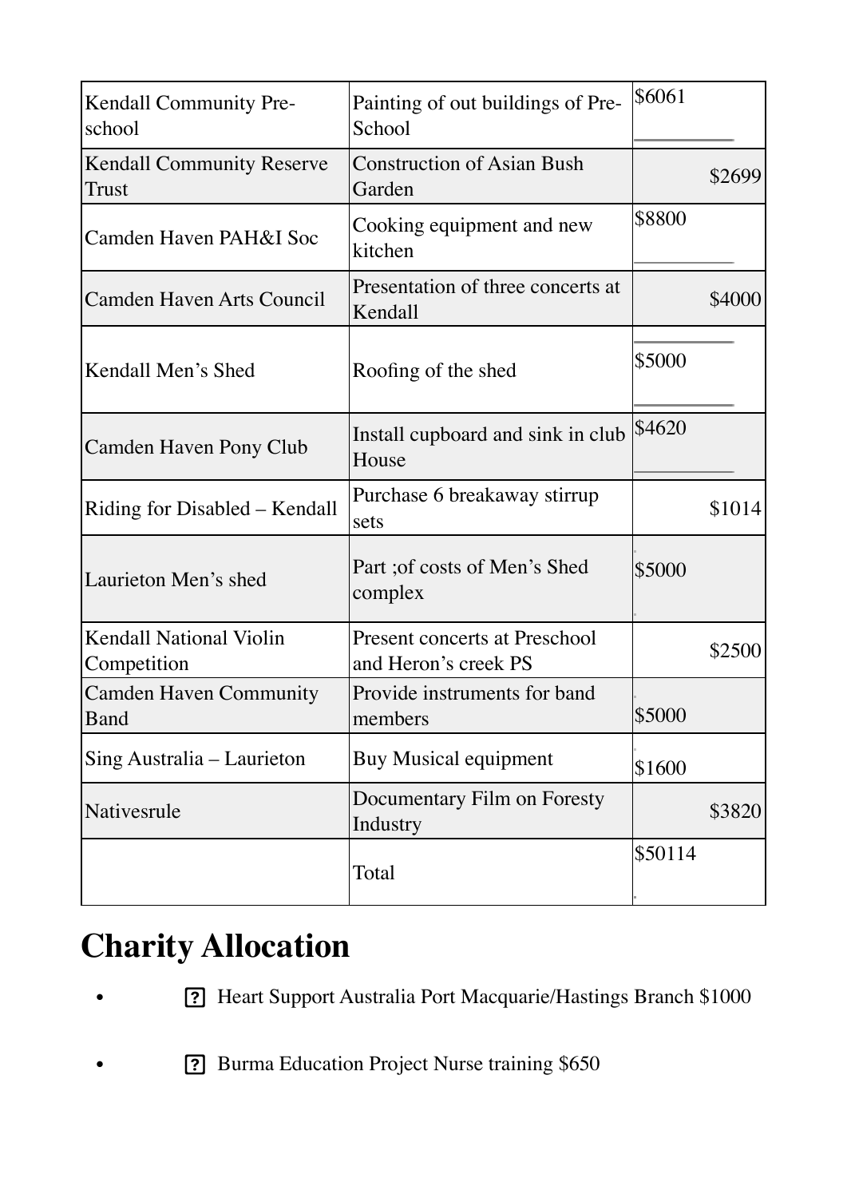| Kendall Community Pre-school | Painting of out buildings of Pre-School | $6061 |
|---|---|---|
| Kendall Community Reserve Trust | Construction of Asian Bush Garden | $2699 |
| Camden Haven PAH&I Soc | Cooking equipment and new kitchen | $8800 |
| Camden Haven Arts Council | Presentation of three concerts at Kendall | $4000 |
| Kendall Men's Shed | Roofing of the shed | $5000 |
| Camden Haven Pony Club | Install cupboard and sink in club House | $4620 |
| Riding for Disabled – Kendall | Purchase 6 breakaway stirrup sets | $1014 |
| Laurieton Men's shed | Part ;of costs of Men's Shed complex | $5000 |
| Kendall National Violin Competition | Present concerts at Preschool and Heron's creek PS | $2500 |
| Camden Haven Community Band | Provide instruments for band members | $5000 |
| Sing Australia – Laurieton | Buy Musical equipment | $1600 |
| Nativesrule | Documentary Film on Foresty Industry | $3820 |
| | Total | $50114 |

# Charity Allocation

- Heart Support Australia Port Macquarie/Hastings Branch $1000
- Burma Education Project Nurse training $650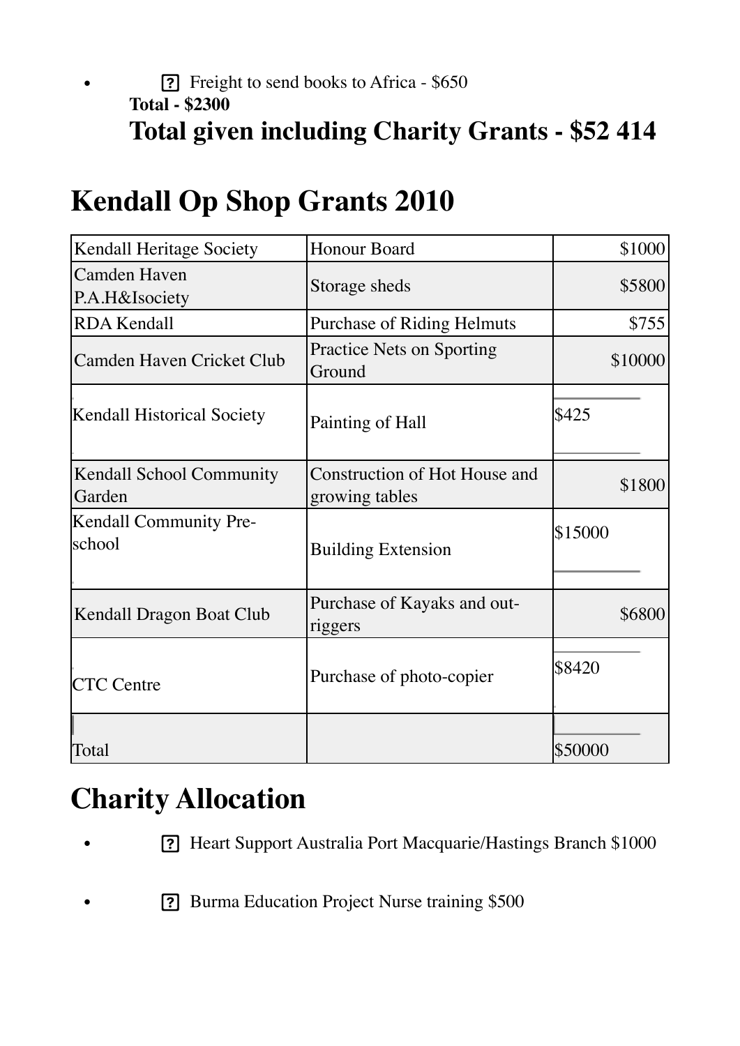- Freight to send books to Africa - $650

**Total - $2300**

## Total given including Charity Grants - $52 414

# Kendall Op Shop Grants 2010

| Kendall Heritage Society | Honour Board | $1000 |
|---|---|---|
| Camden Haven P.A.H&Isociety | Storage sheds | $5800 |
| RDA Kendall | Purchase of Riding Helmuts | $755 |
| Camden Haven Cricket Club | Practice Nets on Sporting Ground | $10000 |
| Kendall Historical Society | Painting of Hall | $425 |
| Kendall School Community Garden | Construction of Hot House and growing tables | $1800 |
| Kendall Community Pre-school | Building Extension | $15000 |
| Kendall Dragon Boat Club | Purchase of Kayaks and out-riggers | $6800 |
| CTC Centre | Purchase of photo-copier | $8420 |
| Total | | $50000 |

# Charity Allocation

- Heart Support Australia Port Macquarie/Hastings Branch $1000
- Burma Education Project Nurse training $500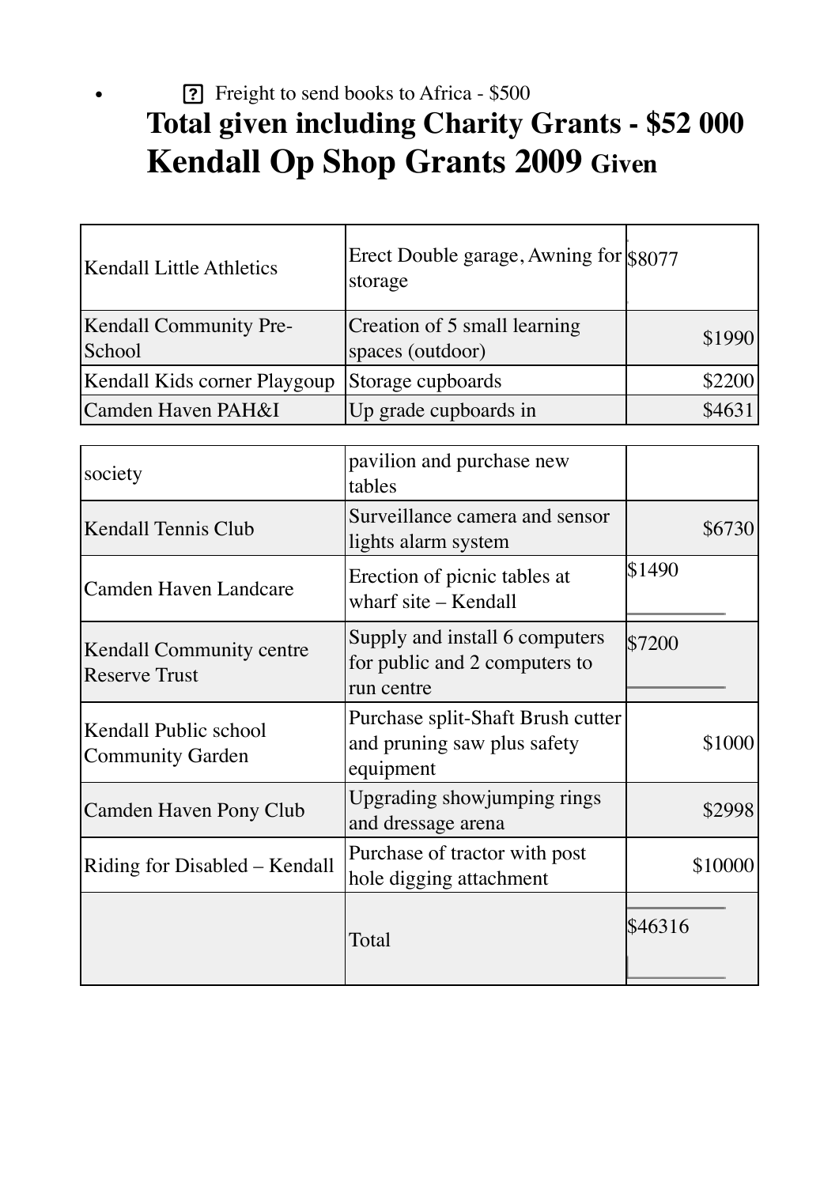- ? Freight to send books to Africa - $500

## Total given including Charity Grants - $52 000

## Kendall Op Shop Grants 2009 Given

| | | |
|---|---|---|
| Kendall Little Athletics | Erect Double garage, Awning for storage | $8077 |
| Kendall Community Pre-School | Creation of 5 small learning spaces (outdoor) | $1990 |
| Kendall Kids corner Playgoup | Storage cupboards | $2200 |
| Camden Haven PAH&I | Up grade cupboards in | $4631 |
| society | pavilion and purchase new tables | |
| Kendall Tennis Club | Surveillance camera and sensor lights alarm system | $6730 |
| Camden Haven Landcare | Erection of picnic tables at wharf site – Kendall | $1490 |
| Kendall Community centre Reserve Trust | Supply and install 6 computers for public and 2 computers to run centre | $7200 |
| Kendall Public school Community Garden | Purchase split-Shaft Brush cutter and pruning saw plus safety equipment | $1000 |
| Camden Haven Pony Club | Upgrading showjumping rings and dressage arena | $2998 |
| Riding for Disabled – Kendall | Purchase of tractor with post hole digging attachment | $10000 |
| | Total | $46316 |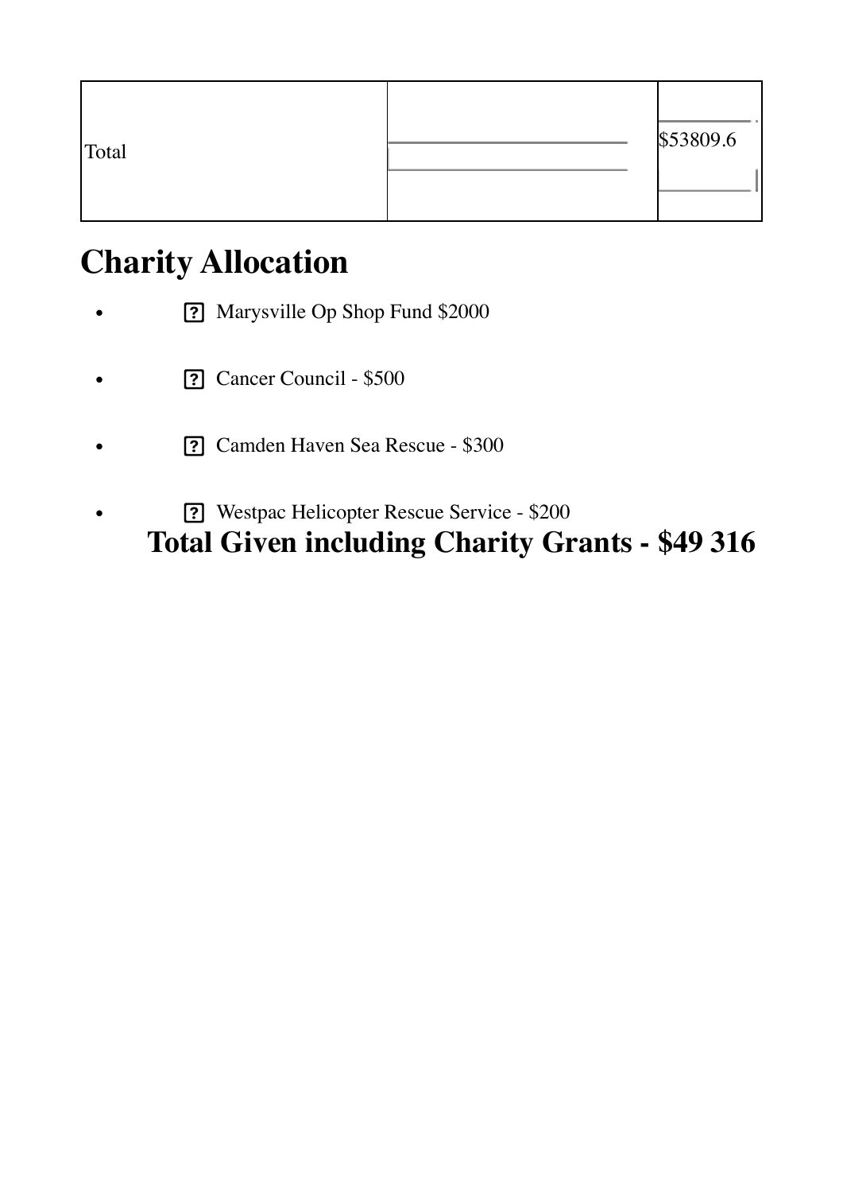| | | |
|---|---|---|
| Total | | $53809.6 |

# Charity Allocation

- Marysville Op Shop Fund $2000
- Cancer Council - $500
- Camden Haven Sea Rescue - $300
- Westpac Helicopter Rescue Service - $200

**Total Given including Charity Grants - $49 316**